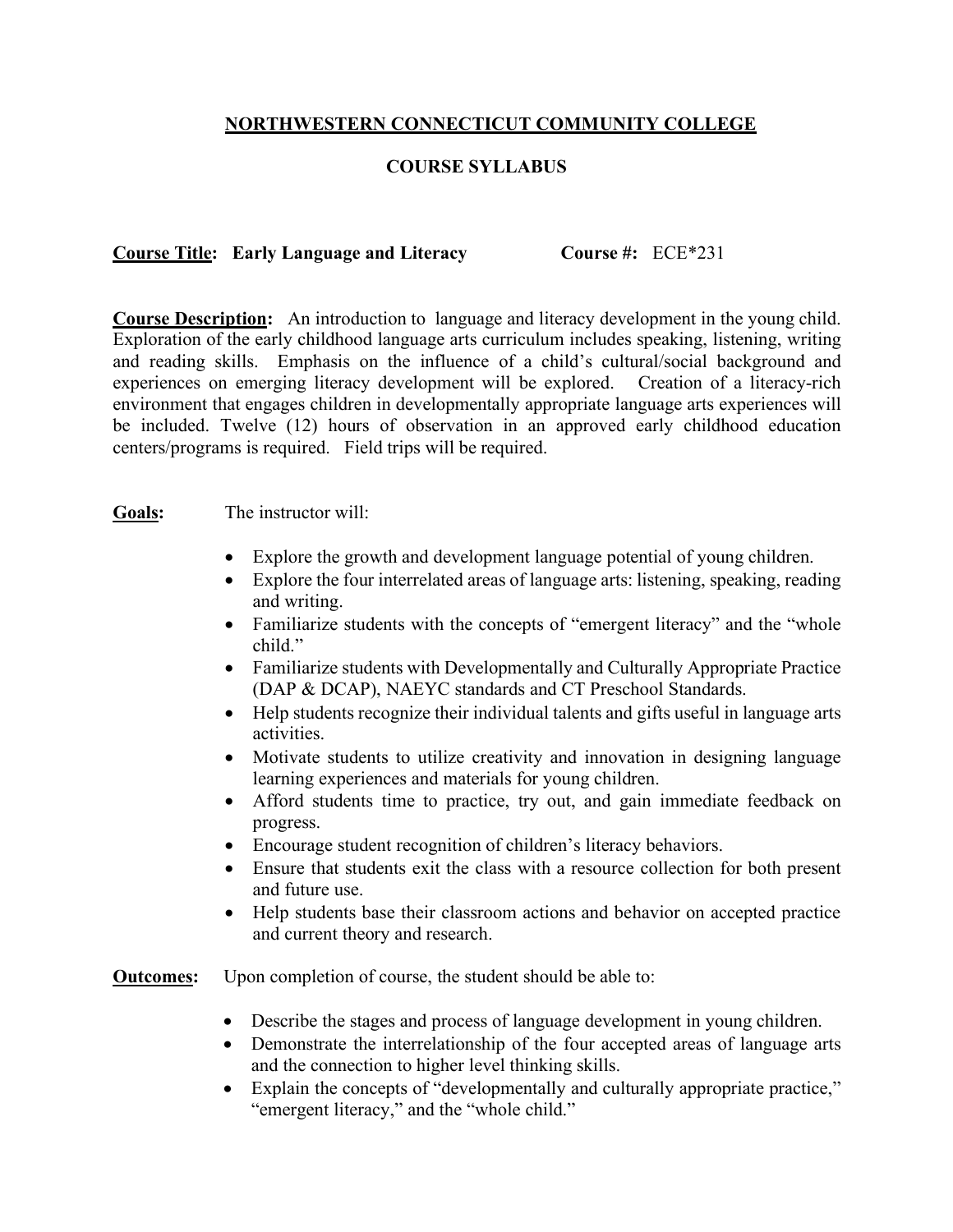# NORTHWESTERN CONNECTICUT COMMUNITY COLLEGE

## COURSE SYLLABUS

**Course Title: Early Language and Literacy** **Course #:** ECE*231

**Course Description:** An introduction to language and literacy development in the young child. Exploration of the early childhood language arts curriculum includes speaking, listening, writing and reading skills. Emphasis on the influence of a child's cultural/social background and experiences on emerging literacy development will be explored. Creation of a literacy-rich environment that engages children in developmentally appropriate language arts experiences will be included. Twelve (12) hours of observation in an approved early childhood education centers/programs is required. Field trips will be required.

**Goals:** The instructor will:

- Explore the growth and development language potential of young children.
- Explore the four interrelated areas of language arts: listening, speaking, reading and writing.
- Familiarize students with the concepts of "emergent literacy" and the "whole child."
- Familiarize students with Developmentally and Culturally Appropriate Practice (DAP & DCAP), NAEYC standards and CT Preschool Standards.
- Help students recognize their individual talents and gifts useful in language arts activities.
- Motivate students to utilize creativity and innovation in designing language learning experiences and materials for young children.
- Afford students time to practice, try out, and gain immediate feedback on progress.
- Encourage student recognition of children's literacy behaviors.
- Ensure that students exit the class with a resource collection for both present and future use.
- Help students base their classroom actions and behavior on accepted practice and current theory and research.

**Outcomes:** Upon completion of course, the student should be able to:

- Describe the stages and process of language development in young children.
- Demonstrate the interrelationship of the four accepted areas of language arts and the connection to higher level thinking skills.
- Explain the concepts of "developmentally and culturally appropriate practice," "emergent literacy," and the "whole child."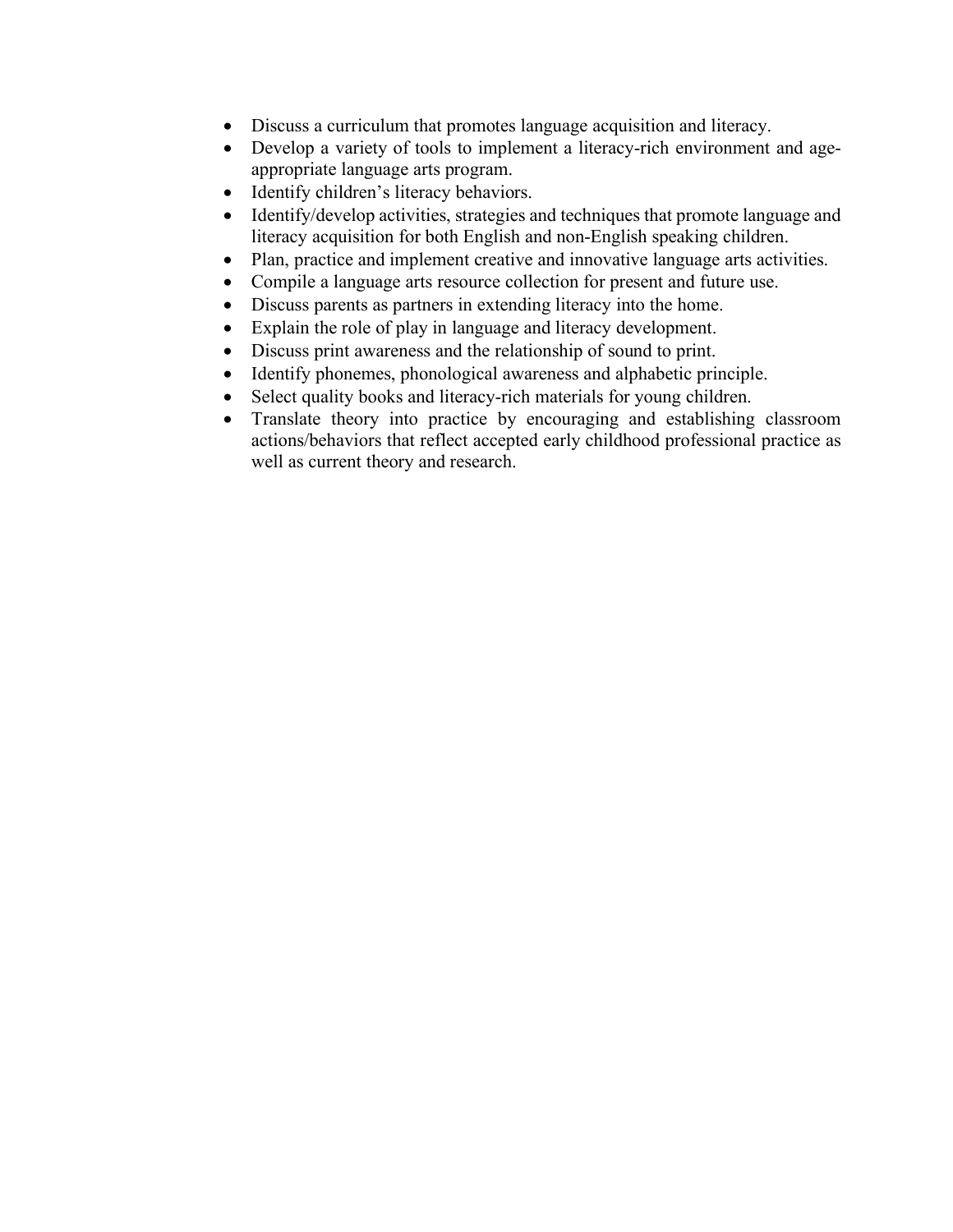- Discuss a curriculum that promotes language acquisition and literacy.
- Develop a variety of tools to implement a literacy-rich environment and age-appropriate language arts program.
- Identify children's literacy behaviors.
- Identify/develop activities, strategies and techniques that promote language and literacy acquisition for both English and non-English speaking children.
- Plan, practice and implement creative and innovative language arts activities.
- Compile a language arts resource collection for present and future use.
- Discuss parents as partners in extending literacy into the home.
- Explain the role of play in language and literacy development.
- Discuss print awareness and the relationship of sound to print.
- Identify phonemes, phonological awareness and alphabetic principle.
- Select quality books and literacy-rich materials for young children.
- Translate theory into practice by encouraging and establishing classroom actions/behaviors that reflect accepted early childhood professional practice as well as current theory and research.